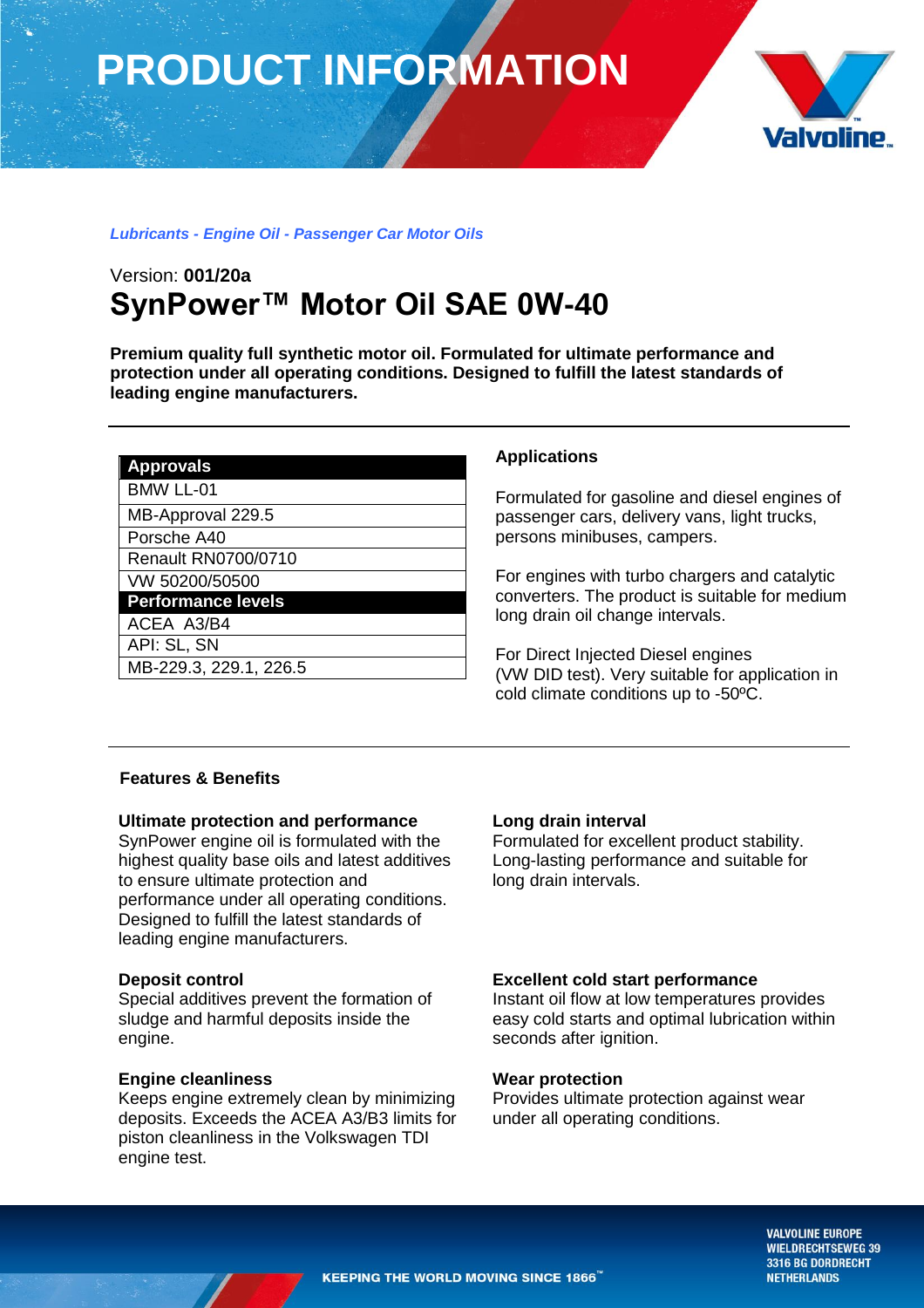# PRODUCT INFORMATION

*Lubricants - Engine Oil - Passenger Car Motor Oils*

Version: **001/20a**

## SynPower™ Motor Oil SAE 0W-40

**Premium quality full synthetic motor oil. Formulated for ultimate performance and protection under all operating conditions. Designed to fulfill the latest standards of leading engine manufacturers.**

| Approvals |
|---|
| BMW LL-01 |
| MB-Approval 229.5 |
| Porsche A40 |
| Renault RN0700/0710 |
| VW 50200/50500 |
| **Performance levels** |
| ACEA A3/B4 |
| API: SL, SN |
| MB-229.3, 229.1, 226.5 |

### Applications

Formulated for gasoline and diesel engines of passenger cars, delivery vans, light trucks, persons minibuses, campers.

For engines with turbo chargers and catalytic converters. The product is suitable for medium long drain oil change intervals.

For Direct Injected Diesel engines (VW DID test). Very suitable for application in cold climate conditions up to -50ºC.

### Features & Benefits

**Ultimate protection and performance**
SynPower engine oil is formulated with the highest quality base oils and latest additives to ensure ultimate protection and performance under all operating conditions. Designed to fulfill the latest standards of leading engine manufacturers.

**Deposit control**
Special additives prevent the formation of sludge and harmful deposits inside the engine.

**Engine cleanliness**
Keeps engine extremely clean by minimizing deposits. Exceeds the ACEA A3/B3 limits for piston cleanliness in the Volkswagen TDI engine test.

**Long drain interval**
Formulated for excellent product stability. Long-lasting performance and suitable for long drain intervals.

**Excellent cold start performance**
Instant oil flow at low temperatures provides easy cold starts and optimal lubrication within seconds after ignition.

**Wear protection**
Provides ultimate protection against wear under all operating conditions.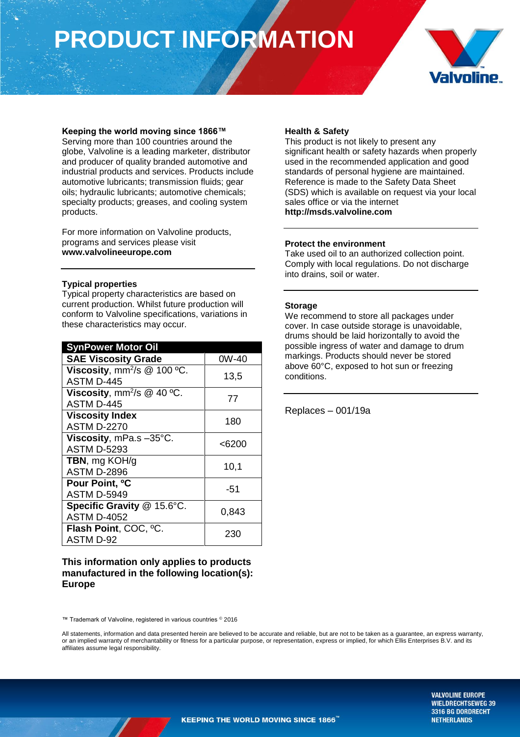# PRODUCT INFORMATION

**Keeping the world moving since 1866™**

Serving more than 100 countries around the globe, Valvoline is a leading marketer, distributor and producer of quality branded automotive and industrial products and services. Products include automotive lubricants; transmission fluids; gear oils; hydraulic lubricants; automotive chemicals; specialty products; greases, and cooling system products.

For more information on Valvoline products, programs and services please visit **www.valvolineeurope.com**

**Typical properties**

Typical property characteristics are based on current production. Whilst future production will conform to Valvoline specifications, variations in these characteristics may occur.

| **SynPower Motor Oil** | |
|---|---|
| **SAE Viscosity Grade** | 0W-40 |
| **Viscosity**, $mm^2/s$ @ 100 ºC. ASTM D-445 | 13,5 |
| **Viscosity**, $mm^2/s$ @ 40 ºC. ASTM D-445 | 77 |
| **Viscosity Index** ASTM D-2270 | 180 |
| **Viscosity**, mPa.s –35°C. ASTM D-5293 | <6200 |
| **TBN**, mg KOH/g ASTM D-2896 | 10,1 |
| **Pour Point, ºC** ASTM D-5949 | -51 |
| **Specific Gravity** @ 15.6°C. ASTM D-4052 | 0,843 |
| **Flash Point**, COC, ºC. ASTM D-92 | 230 |

**This information only applies to products manufactured in the following location(s): Europe**

**Health & Safety**

This product is not likely to present any significant health or safety hazards when properly used in the recommended application and good standards of personal hygiene are maintained. Reference is made to the Safety Data Sheet (SDS) which is available on request via your local sales office or via the internet **http://msds.valvoline.com**

**Protect the environment**

Take used oil to an authorized collection point. Comply with local regulations. Do not discharge into drains, soil or water.

**Storage**

We recommend to store all packages under cover. In case outside storage is unavoidable, drums should be laid horizontally to avoid the possible ingress of water and damage to drum markings. Products should never be stored above 60°C, exposed to hot sun or freezing conditions.

Replaces – 001/19a

™ Trademark of Valvoline, registered in various countries © 2016

All statements, information and data presented herein are believed to be accurate and reliable, but are not to be taken as a guarantee, an express warranty, or an implied warranty of merchantability or fitness for a particular purpose, or representation, express or implied, for which Ellis Enterprises B.V. and its affiliates assume legal responsibility.

KEEPING THE WORLD MOVING SINCE 1866™

VALVOLINE EUROPE
WIELDRECHTSEWEG 39
3316 BG DORDRECHT
NETHERLANDS